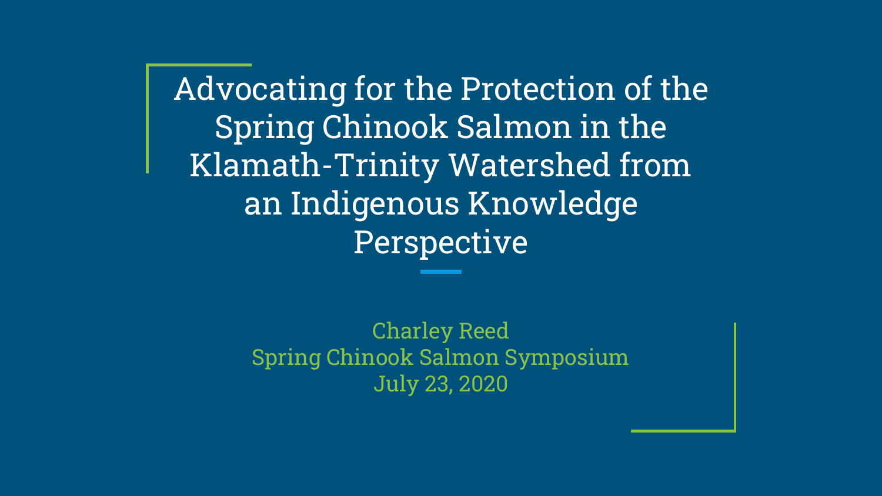# Advocating for the Protection of the Spring Chinook Salmon in the Klamath-Trinity Watershed from an Indigenous Knowledge Perspective

Charley Reed
Spring Chinook Salmon Symposium
July 23, 2020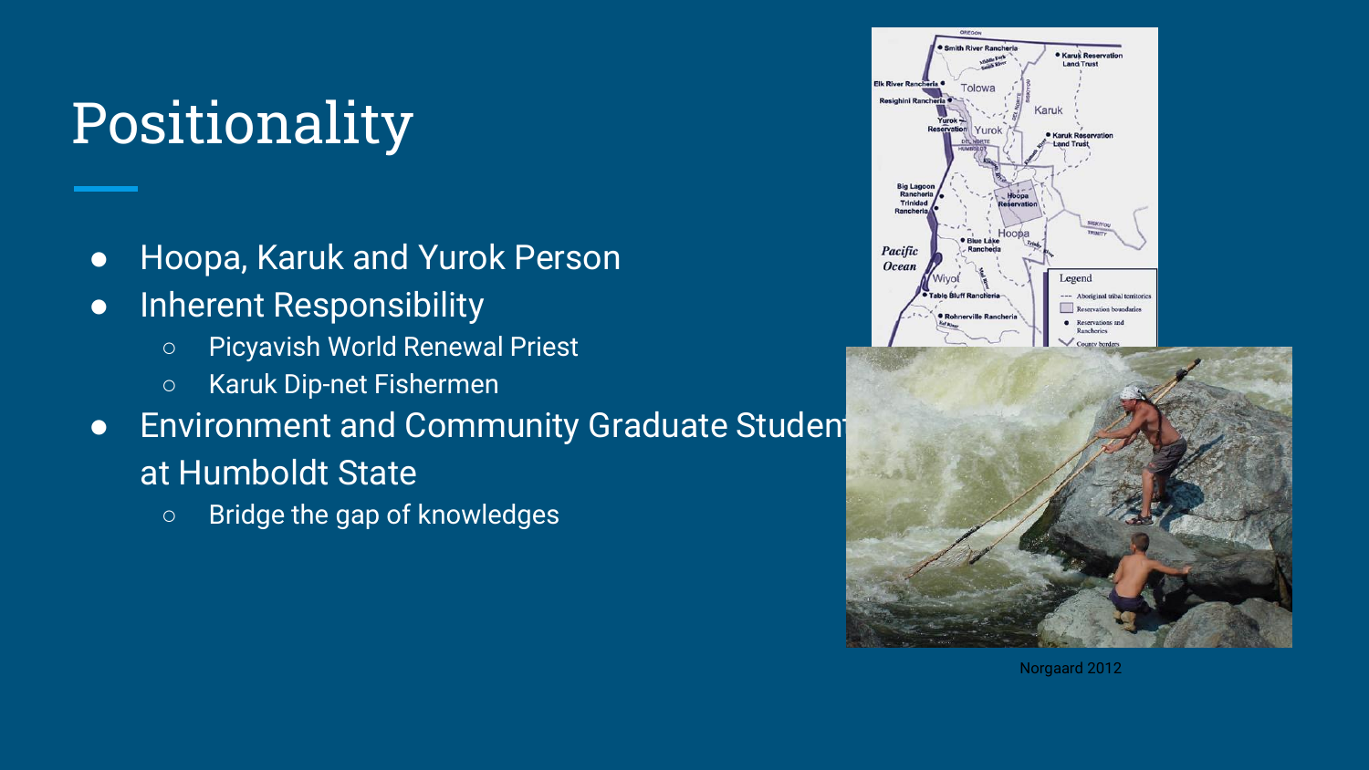# Positionality

- Hoopa, Karuk and Yurok Person
- Inherent Responsibility
  - Picyavish World Renewal Priest
  - Karuk Dip-net Fishermen
- Environment and Community Graduate Student at Humboldt State
  - Bridge the gap of knowledges

Norgaard 2012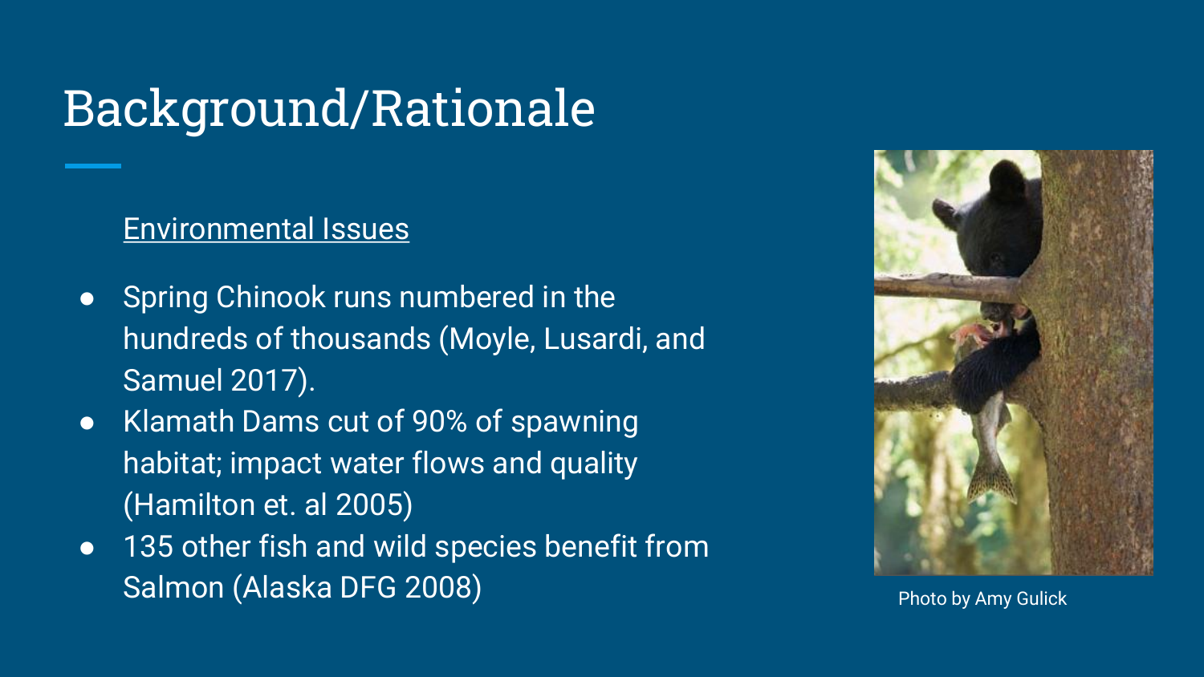# Background/Rationale

Environmental Issues

- Spring Chinook runs numbered in the hundreds of thousands (Moyle, Lusardi, and Samuel 2017).
- Klamath Dams cut of 90% of spawning habitat; impact water flows and quality (Hamilton et. al 2005)
- 135 other fish and wild species benefit from Salmon (Alaska DFG 2008)

Photo by Amy Gulick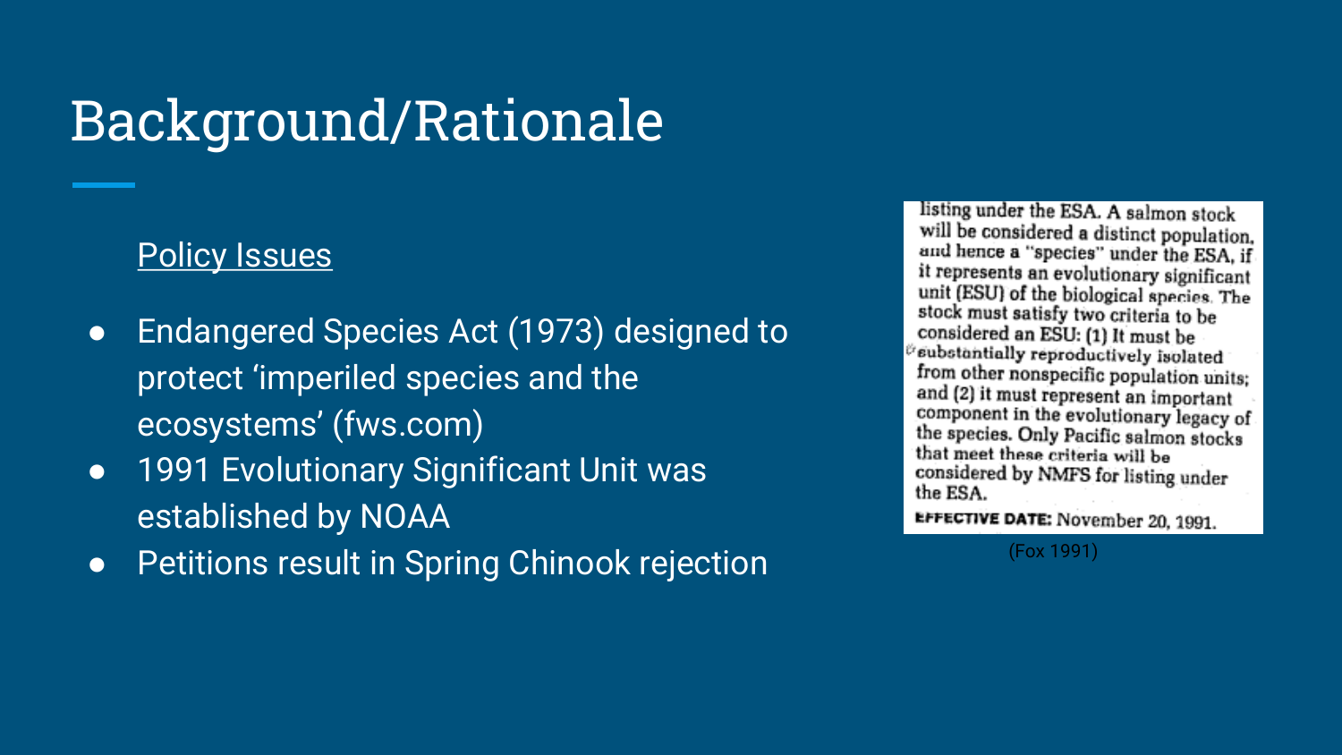# Background/Rationale

Policy Issues

- Endangered Species Act (1973) designed to protect 'imperiled species and the ecosystems' (fws.com)
- 1991 Evolutionary Significant Unit was established by NOAA
- Petitions result in Spring Chinook rejection

listing under the ESA. A salmon stock will be considered a distinct population, and hence a "species" under the ESA, if it represents an evolutionary significant unit (ESU) of the biological species. The stock must satisfy two criteria to be considered an ESU: (1) It must be substantially reproductively isolated from other nonspecific population units; and (2) it must represent an important component in the evolutionary legacy of the species. Only Pacific salmon stocks that meet these criteria will be considered by NMFS for listing under the ESA.

**EFFECTIVE DATE:** November 20, 1991.

(Fox 1991)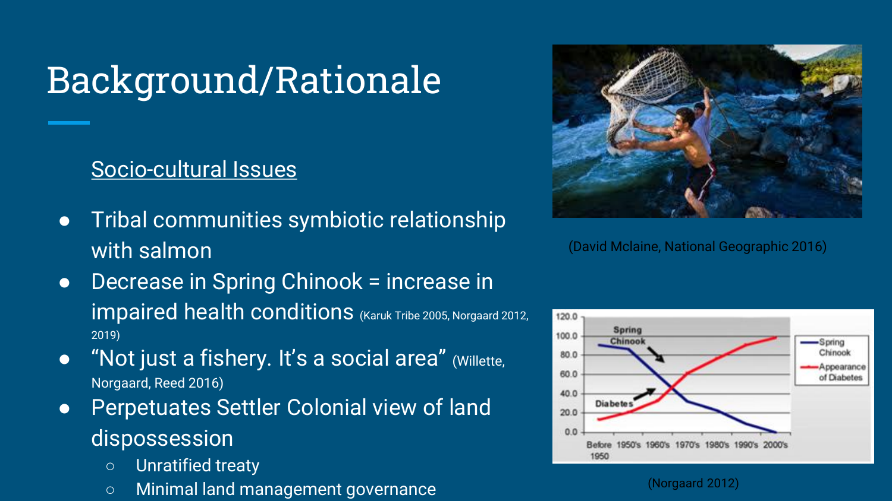# Background/Rationale

Socio-cultural Issues

- Tribal communities symbiotic relationship with salmon
- Decrease in Spring Chinook = increase in impaired health conditions (Karuk Tribe 2005, Norgaard 2012, 2019)
- “Not just a fishery. It’s a social area” (Willette, Norgaard, Reed 2016)
- Perpetuates Settler Colonial view of land dispossession
  - Unratified treaty
  - Minimal land management governance

(David Mclaine, National Geographic 2016)

(Norgaard 2012)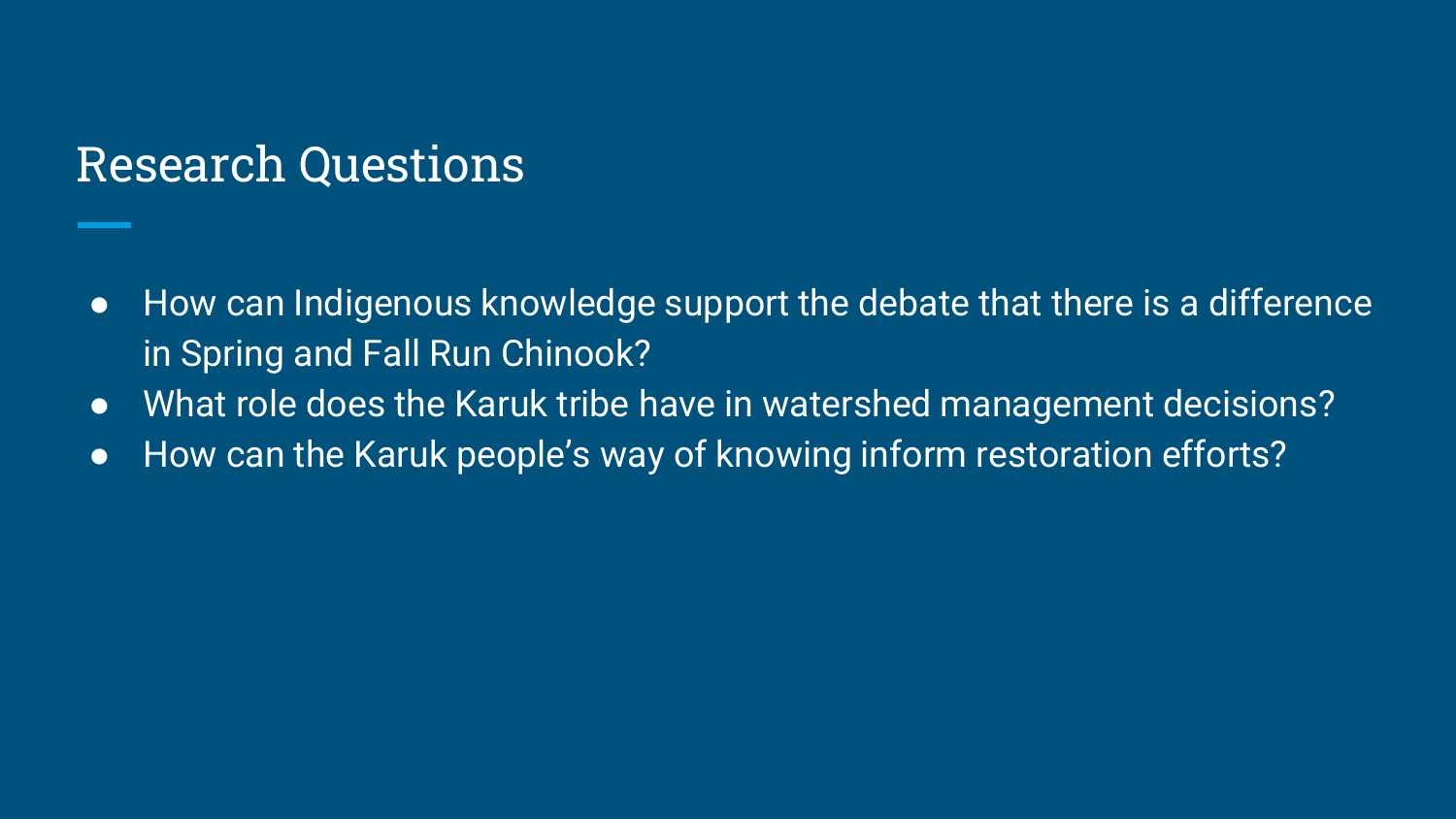# Research Questions

- How can Indigenous knowledge support the debate that there is a difference in Spring and Fall Run Chinook?
- What role does the Karuk tribe have in watershed management decisions?
- How can the Karuk people’s way of knowing inform restoration efforts?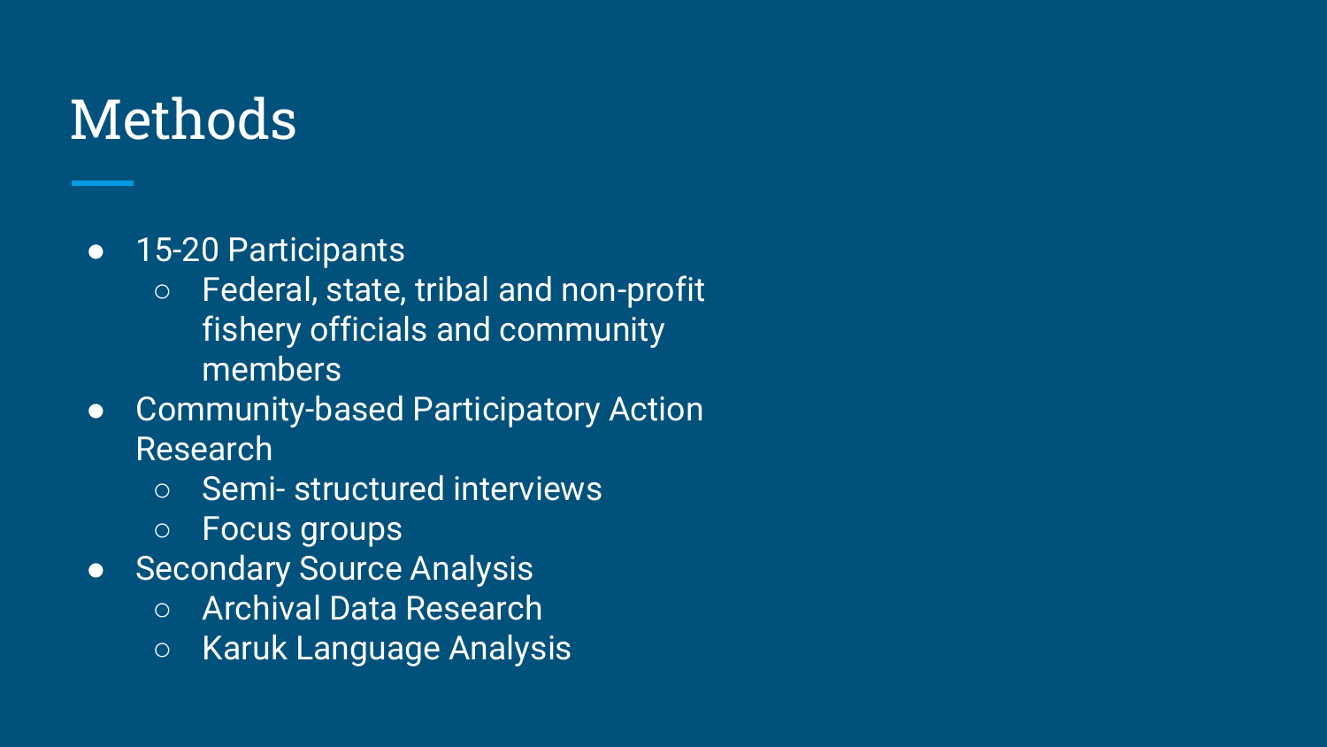# Methods

- 15-20 Participants
  - Federal, state, tribal and non-profit fishery officials and community members
- Community-based Participatory Action Research
  - Semi- structured interviews
  - Focus groups
- Secondary Source Analysis
  - Archival Data Research
  - Karuk Language Analysis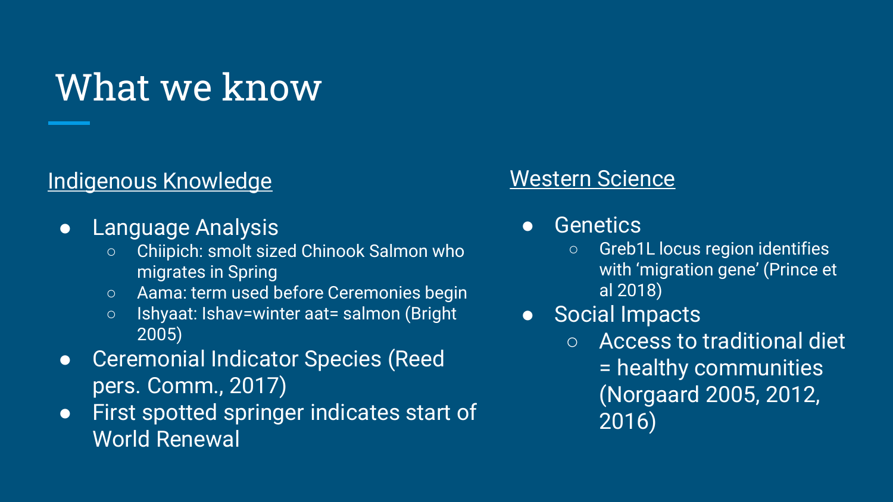# What we know

Indigenous Knowledge

- Language Analysis
  - Chiipich: smolt sized Chinook Salmon who migrates in Spring
  - Aama: term used before Ceremonies begin
  - Ishyaat: Ishav=winter aat= salmon (Bright 2005)
- Ceremonial Indicator Species (Reed pers. Comm., 2017)
- First spotted springer indicates start of World Renewal

Western Science

- Genetics
  - Greb1L locus region identifies with 'migration gene' (Prince et al 2018)
- Social Impacts
  - Access to traditional diet = healthy communities (Norgaard 2005, 2012, 2016)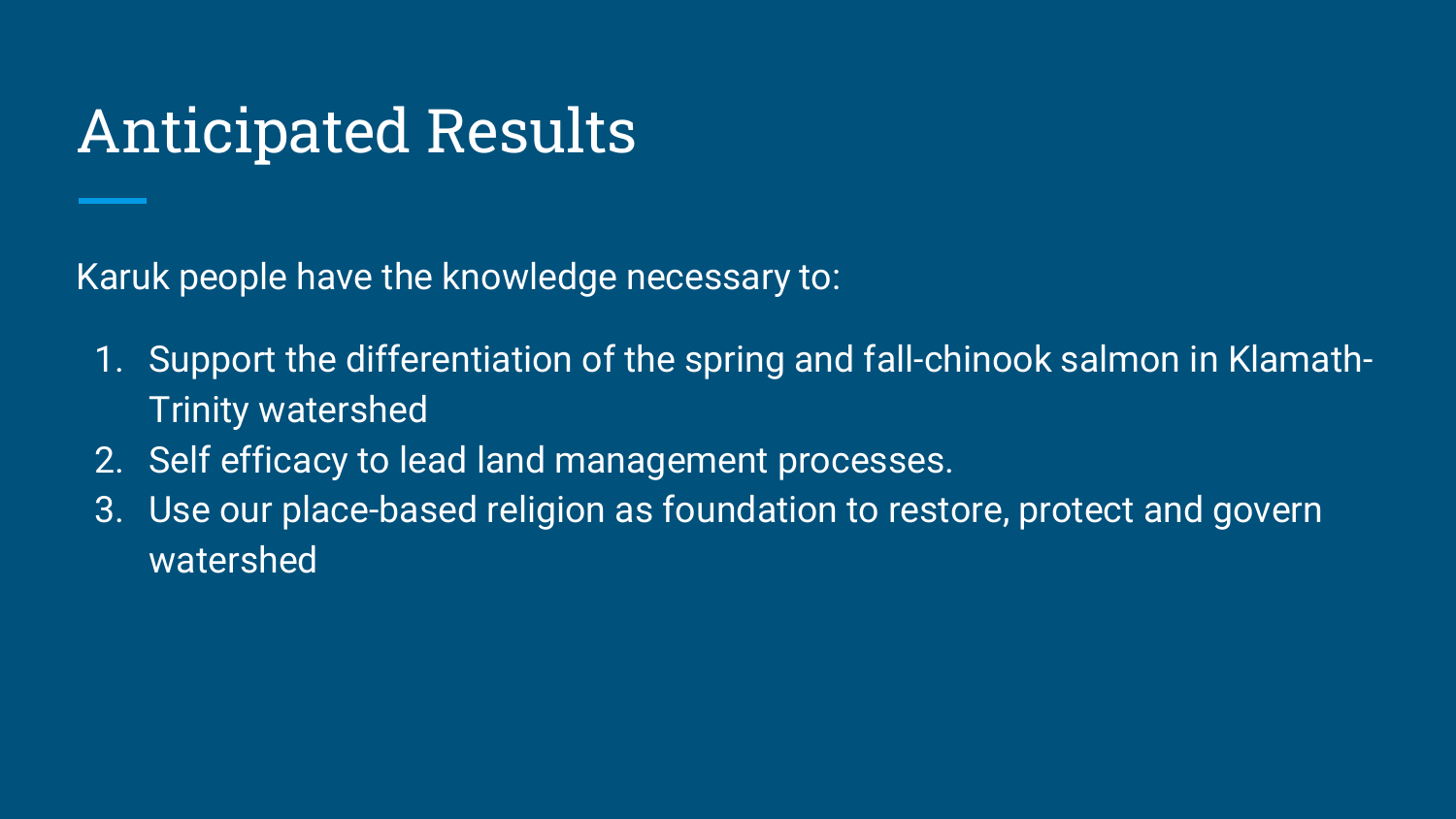# Anticipated Results

Karuk people have the knowledge necessary to:

1. Support the differentiation of the spring and fall-chinook salmon in Klamath-Trinity watershed
2. Self efficacy to lead land management processes.
3. Use our place-based religion as foundation to restore, protect and govern watershed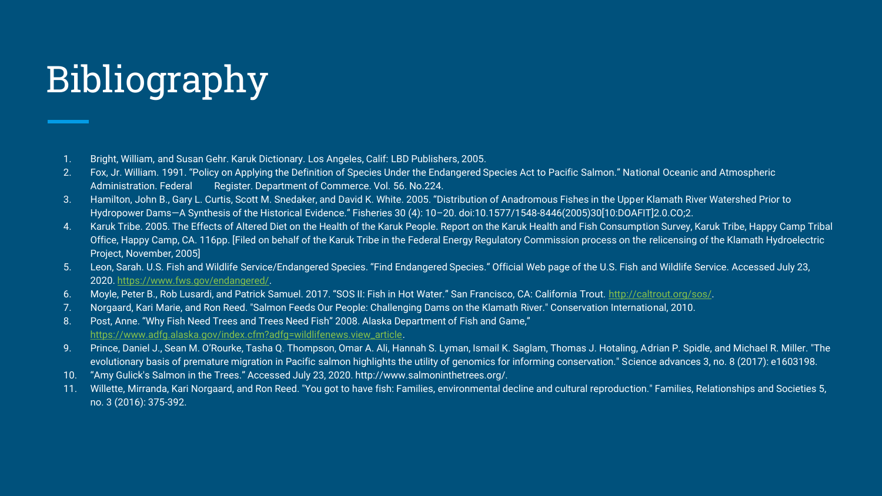# Bibliography

1. Bright, William, and Susan Gehr. Karuk Dictionary. Los Angeles, Calif: LBD Publishers, 2005.
2. Fox, Jr. William. 1991. "Policy on Applying the Definition of Species Under the Endangered Species Act to Pacific Salmon." National Oceanic and Atmospheric Administration. Federal Register. Department of Commerce. Vol. 56. No.224.
3. Hamilton, John B., Gary L. Curtis, Scott M. Snedaker, and David K. White. 2005. "Distribution of Anadromous Fishes in the Upper Klamath River Watershed Prior to Hydropower Dams—A Synthesis of the Historical Evidence." Fisheries 30 (4): 10–20. doi:10.1577/1548-8446(2005)30[10:DOAFIT]2.0.CO;2.
4. Karuk Tribe. 2005. The Effects of Altered Diet on the Health of the Karuk People. Report on the Karuk Health and Fish Consumption Survey, Karuk Tribe, Happy Camp Tribal Office, Happy Camp, CA. 116pp. [Filed on behalf of the Karuk Tribe in the Federal Energy Regulatory Commission process on the relicensing of the Klamath Hydroelectric Project, November, 2005]
5. Leon, Sarah. U.S. Fish and Wildlife Service/Endangered Species. "Find Endangered Species." Official Web page of the U.S. Fish and Wildlife Service. Accessed July 23, 2020. https://www.fws.gov/endangered/.
6. Moyle, Peter B., Rob Lusardi, and Patrick Samuel. 2017. "SOS II: Fish in Hot Water." San Francisco, CA: California Trout. http://caltrout.org/sos/.
7. Norgaard, Kari Marie, and Ron Reed. "Salmon Feeds Our People: Challenging Dams on the Klamath River." Conservation International, 2010.
8. Post, Anne. "Why Fish Need Trees and Trees Need Fish" 2008. Alaska Department of Fish and Game," https://www.adfg.alaska.gov/index.cfm?adfg=wildlifenews.view_article.
9. Prince, Daniel J., Sean M. O'Rourke, Tasha Q. Thompson, Omar A. Ali, Hannah S. Lyman, Ismail K. Saglam, Thomas J. Hotaling, Adrian P. Spidle, and Michael R. Miller. "The evolutionary basis of premature migration in Pacific salmon highlights the utility of genomics for informing conservation." Science advances 3, no. 8 (2017): e1603198.
10. "Amy Gulick's Salmon in the Trees." Accessed July 23, 2020. http://www.salmoninthetrees.org/.
11. Willette, Mirranda, Kari Norgaard, and Ron Reed. "You got to have fish: Families, environmental decline and cultural reproduction." Families, Relationships and Societies 5, no. 3 (2016): 375-392.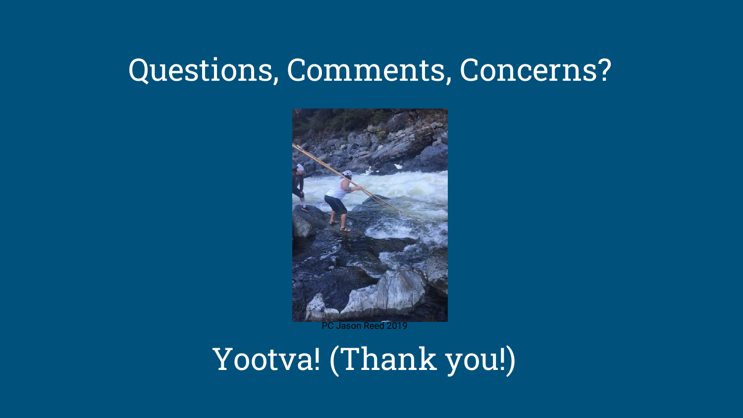# Questions, Comments, Concerns?

PC Jason Reed 2019

# Yootva! (Thank you!)